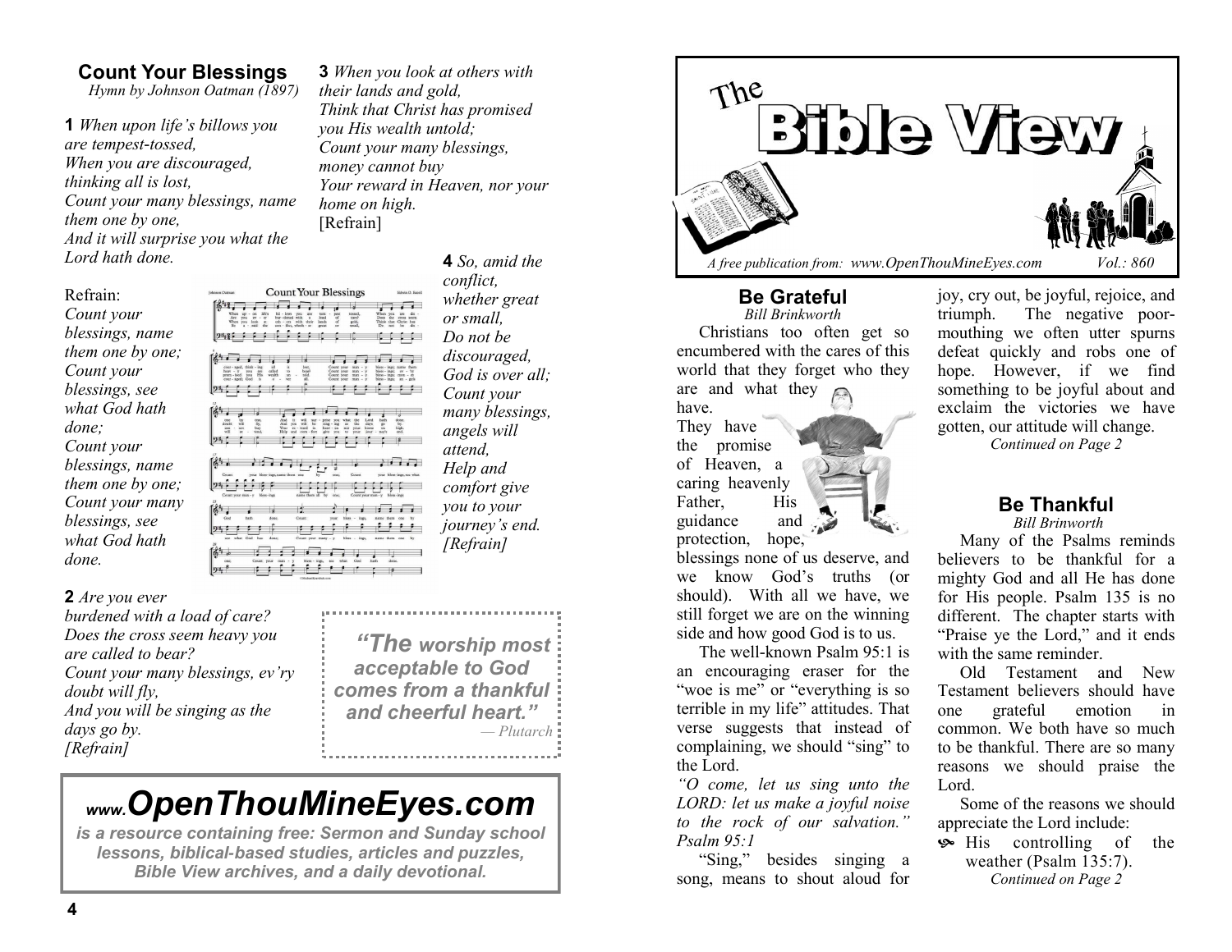## Count Your Blessings

*Hymn by Johnson Oatman (1897)*

**1** *When upon life's billows you are tempest-tossed,*
*When you are discouraged, thinking all is lost,*
*Count your many blessings, name them one by one,*
*And it will surprise you what the Lord hath done.*

Refrain:
*Count your blessings, name them one by one;*
*Count your blessings, see what God hath done;*
*Count your blessings, name them one by one;*
*Count your many blessings, see what God hath done.*

**2** *Are you ever burdened with a load of care?*
*Does the cross seem heavy you are called to bear?*
*Count your many blessings, ev'ry doubt will fly,*
*And you will be singing as the days go by.*
*[Refrain]*

**3** *When you look at others with their lands and gold,*
*Think that Christ has promised you His wealth untold;*
*Count your many blessings, money cannot buy*
*Your reward in Heaven, nor your home on high.*
[Refrain]

**4** *So, amid the conflict, whether great or small,*
*Do not be discouraged, God is over all;*
*Count your many blessings, angels will attend,*
*Help and comfort give you to your journey's end.*
*[Refrain]*

> ***"The worship most acceptable to God comes from a thankful and cheerful heart."***
> *— Plutarch*

## www.OpenThouMineEyes.com

***is a resource containing free: Sermon and Sunday school lessons, biblical-based studies, articles and puzzles, Bible View archives, and a daily devotional.***

# The Bible View

*A free publication from: www.OpenThouMineEyes.com* *Vol.: 860*

## Be Grateful

*Bill Brinkworth*

Christians too often get so encumbered with the cares of this world that they forget who they are and what they have. They have the promise of Heaven, a caring heavenly Father, His guidance and protection, hope, blessings none of us deserve, and we know God's truths (or should). With all we have, we still forget we are on the winning side and how good God is to us.

The well-known Psalm 95:1 is an encouraging eraser for the "woe is me" or "everything is so terrible in my life" attitudes. That verse suggests that instead of complaining, we should "sing" to the Lord.

*"O come, let us sing unto the LORD: let us make a joyful noise to the rock of our salvation." Psalm 95:1*

"Sing," besides singing a song, means to shout aloud for joy, cry out, be joyful, rejoice, and triumph. The negative poor-mouthing we often utter spurns defeat quickly and robs one of hope. However, if we find something to be joyful about and exclaim the victories we have gotten, our attitude will change.

*Continued on Page 2*

## Be Thankful

*Bill Brinworth*

Many of the Psalms reminds believers to be thankful for a mighty God and all He has done for His people. Psalm 135 is no different. The chapter starts with "Praise ye the Lord," and it ends with the same reminder.

Old Testament and New Testament believers should have one grateful emotion in common. We both have so much to be thankful. There are so many reasons we should praise the Lord.

Some of the reasons we should appreciate the Lord include:

- His controlling of the weather (Psalm 135:7).

*Continued on Page 2*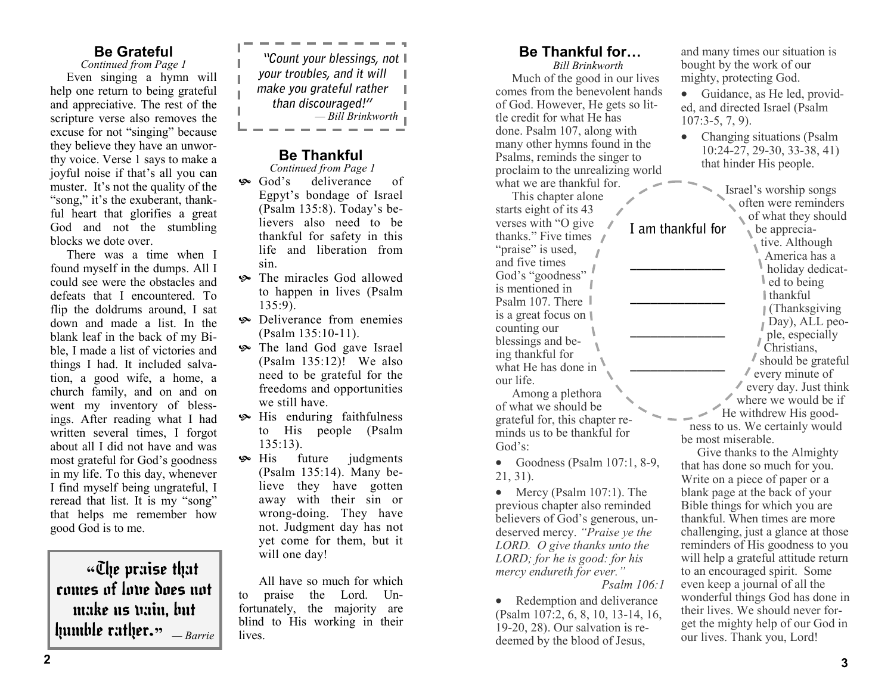## Be Grateful

*Continued from Page 1*

Even singing a hymn will help one return to being grateful and appreciative. The rest of the scripture verse also removes the excuse for not "singing" because they believe they have an unworthy voice. Verse 1 says to make a joyful noise if that's all you can muster. It's not the quality of the "song," it's the exuberant, thankful heart that glorifies a great God and not the stumbling blocks we dote over.

There was a time when I found myself in the dumps. All I could see were the obstacles and defeats that I encountered. To flip the doldrums around, I sat down and made a list. In the blank leaf in the back of my Bible, I made a list of victories and things I had. It included salvation, a good wife, a home, a church family, and on and on went my inventory of blessings. After reading what I had written several times, I forgot about all I did not have and was most grateful for God's goodness in my life. To this day, whenever I find myself being ungrateful, I reread that list. It is my "song" that helps me remember how good God is to me.

"The praise that comes of love does not make us vain, but humble rather." — *Barrie*

*"Count your blessings, not your troubles, and it will make you grateful rather than discouraged!"* — *Bill Brinkworth*

## Be Thankful

*Continued from Page 1*

- God's deliverance of Egypt's bondage of Israel (Psalm 135:8). Today's believers also need to be thankful for safety in this life and liberation from sin.
- The miracles God allowed to happen in lives (Psalm 135:9).
- Deliverance from enemies (Psalm 135:10-11).
- The land God gave Israel (Psalm 135:12)! We also need to be grateful for the freedoms and opportunities we still have.
- His enduring faithfulness to His people (Psalm 135:13).
- His future judgments (Psalm 135:14). Many believe they have gotten away with their sin or wrong-doing. They have not. Judgment day has not yet come for them, but it will one day!

All have so much for which to praise the Lord. Unfortunately, the majority are blind to His working in their lives.

## Be Thankful for…

*Bill Brinkworth*

Much of the good in our lives comes from the benevolent hands of God. However, He gets so little credit for what He has done. Psalm 107, along with many other hymns found in the Psalms, reminds the singer to proclaim to the unrealizing world what we are thankful for.

This chapter alone starts eight of its 43 verses with "O give thanks." Five times "praise" is used, and five times God's "goodness" is mentioned in Psalm 107. There is a great focus on counting our blessings and being thankful for what He has done in our life.

Among a plethora of what we should be grateful for, this chapter reminds us to be thankful for God's:

- Goodness (Psalm 107:1, 8-9, 21, 31).
- Mercy (Psalm 107:1). The previous chapter also reminded believers of God's generous, undeserved mercy. *"Praise ye the LORD. O give thanks unto the LORD; for he is good: for his mercy endureth for ever."* *Psalm 106:1*
- Redemption and deliverance (Psalm 107:2, 6, 8, 10, 13-14, 16, 19-20, 28). Our salvation is redeemed by the blood of Jesus, and many times our situation is bought by the work of our mighty, protecting God.
- Guidance, as He led, provided, and directed Israel (Psalm 107:3-5, 7, 9).
- Changing situations (Psalm 10:24-27, 29-30, 33-38, 41) that hinder His people.

I am thankful for

______________

______________

______________

______________

Israel's worship songs often were reminders of what they should be appreciative. Although America has a holiday dedicated to being thankful (Thanksgiving Day), ALL people, especially Christians, should be grateful every minute of every day. Just think where we would be if He withdrew His goodness to us. We certainly would be most miserable.

Give thanks to the Almighty that has done so much for you. Write on a piece of paper or a blank page at the back of your Bible things for which you are thankful. When times are more challenging, just a glance at those reminders of His goodness to you will help a grateful attitude return to an encouraged spirit. Some even keep a journal of all the wonderful things God has done in their lives. We should never forget the mighty help of our God in our lives. Thank you, Lord!